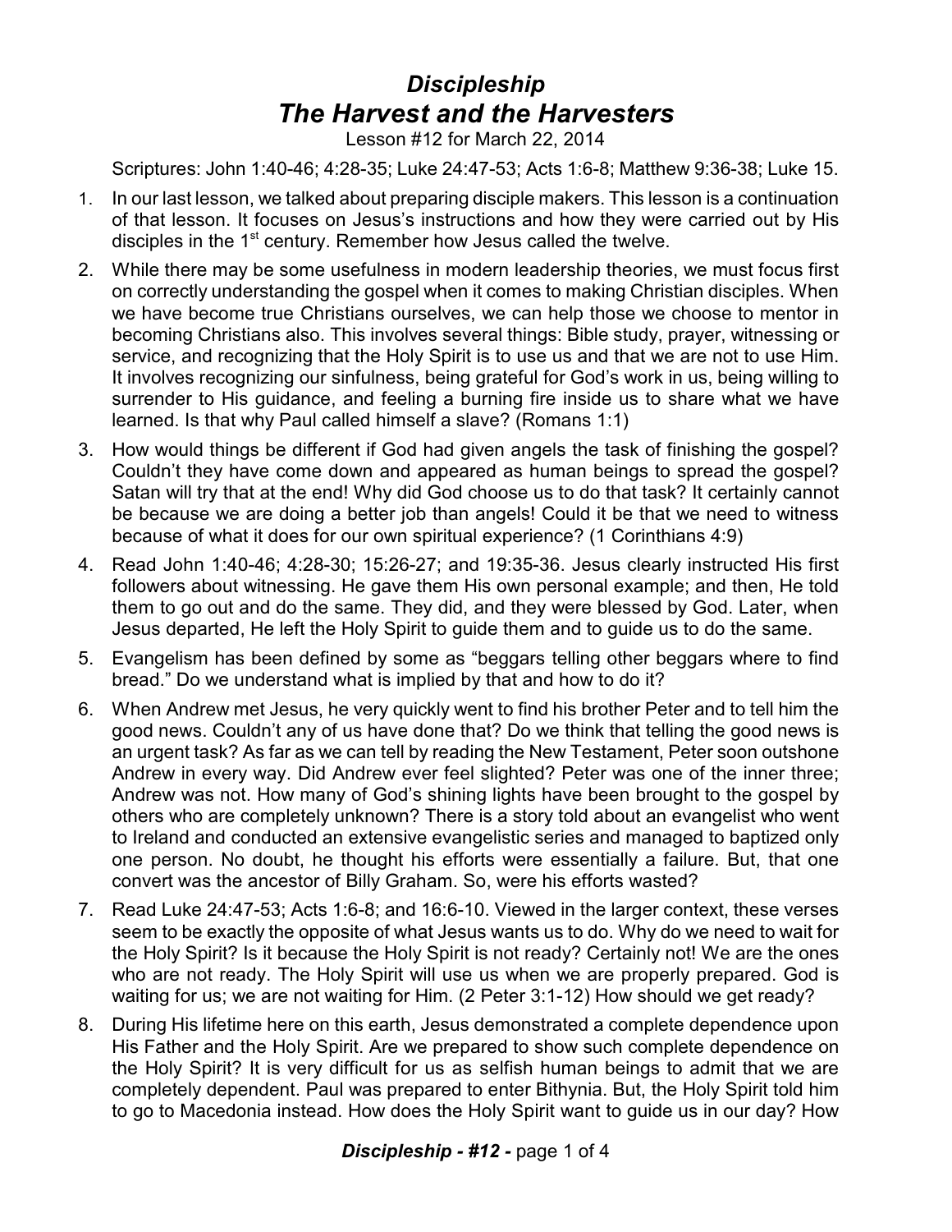# *Discipleship*
## *The Harvest and the Harvesters*

Lesson #12 for March 22, 2014

Scriptures: John 1:40-46; 4:28-35; Luke 24:47-53; Acts 1:6-8; Matthew 9:36-38; Luke 15.

1. In our last lesson, we talked about preparing disciple makers. This lesson is a continuation of that lesson. It focuses on Jesus's instructions and how they were carried out by His disciples in the 1st century. Remember how Jesus called the twelve.
2. While there may be some usefulness in modern leadership theories, we must focus first on correctly understanding the gospel when it comes to making Christian disciples. When we have become true Christians ourselves, we can help those we choose to mentor in becoming Christians also. This involves several things: Bible study, prayer, witnessing or service, and recognizing that the Holy Spirit is to use us and that we are not to use Him. It involves recognizing our sinfulness, being grateful for God's work in us, being willing to surrender to His guidance, and feeling a burning fire inside us to share what we have learned. Is that why Paul called himself a slave? (Romans 1:1)
3. How would things be different if God had given angels the task of finishing the gospel? Couldn't they have come down and appeared as human beings to spread the gospel? Satan will try that at the end! Why did God choose us to do that task? It certainly cannot be because we are doing a better job than angels! Could it be that we need to witness because of what it does for our own spiritual experience? (1 Corinthians 4:9)
4. Read John 1:40-46; 4:28-30; 15:26-27; and 19:35-36. Jesus clearly instructed His first followers about witnessing. He gave them His own personal example; and then, He told them to go out and do the same. They did, and they were blessed by God. Later, when Jesus departed, He left the Holy Spirit to guide them and to guide us to do the same.
5. Evangelism has been defined by some as "beggars telling other beggars where to find bread." Do we understand what is implied by that and how to do it?
6. When Andrew met Jesus, he very quickly went to find his brother Peter and to tell him the good news. Couldn't any of us have done that? Do we think that telling the good news is an urgent task? As far as we can tell by reading the New Testament, Peter soon outshone Andrew in every way. Did Andrew ever feel slighted? Peter was one of the inner three; Andrew was not. How many of God's shining lights have been brought to the gospel by others who are completely unknown? There is a story told about an evangelist who went to Ireland and conducted an extensive evangelistic series and managed to baptized only one person. No doubt, he thought his efforts were essentially a failure. But, that one convert was the ancestor of Billy Graham. So, were his efforts wasted?
7. Read Luke 24:47-53; Acts 1:6-8; and 16:6-10. Viewed in the larger context, these verses seem to be exactly the opposite of what Jesus wants us to do. Why do we need to wait for the Holy Spirit? Is it because the Holy Spirit is not ready? Certainly not! We are the ones who are not ready. The Holy Spirit will use us when we are properly prepared. God is waiting for us; we are not waiting for Him. (2 Peter 3:1-12) How should we get ready?
8. During His lifetime here on this earth, Jesus demonstrated a complete dependence upon His Father and the Holy Spirit. Are we prepared to show such complete dependence on the Holy Spirit? It is very difficult for us as selfish human beings to admit that we are completely dependent. Paul was prepared to enter Bithynia. But, the Holy Spirit told him to go to Macedonia instead. How does the Holy Spirit want to guide us in our day? How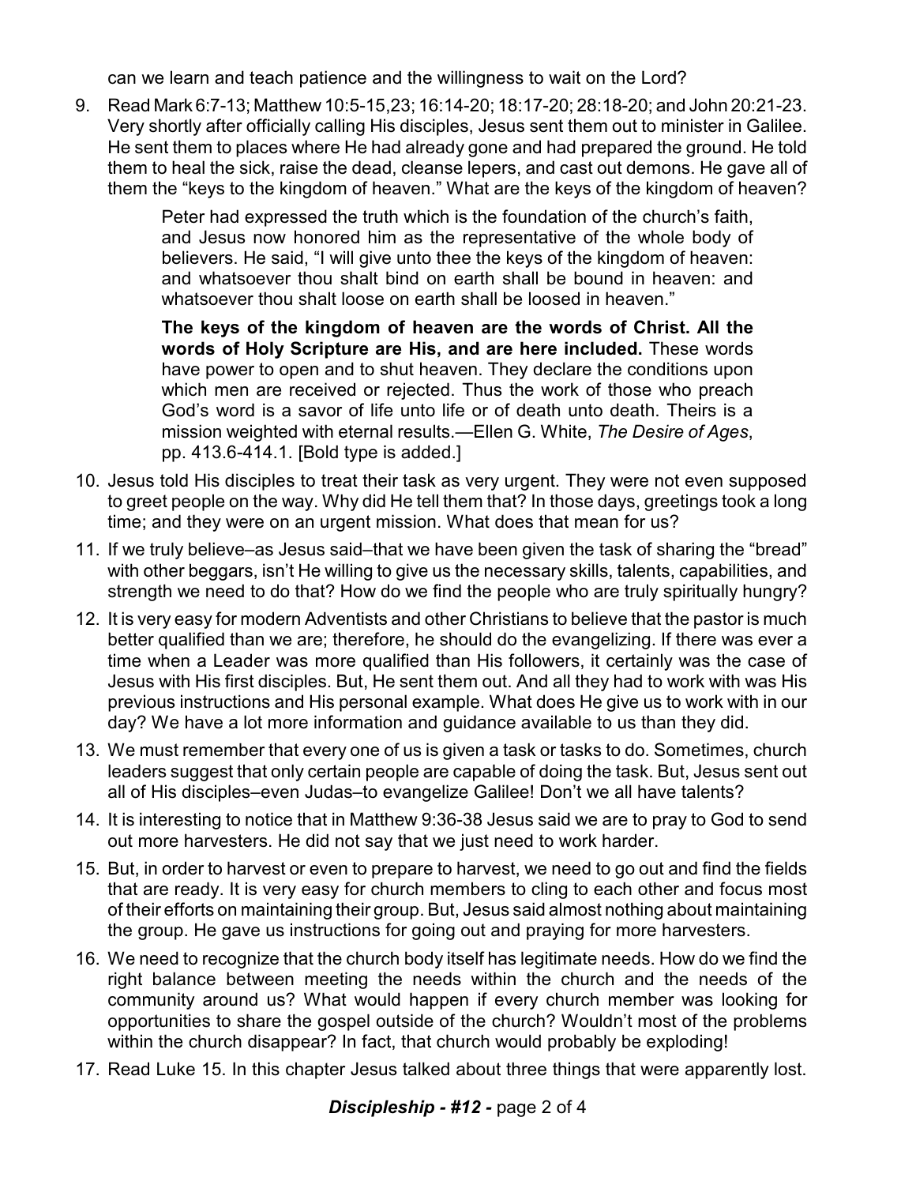can we learn and teach patience and the willingness to wait on the Lord?

9. Read Mark 6:7-13; Matthew 10:5-15,23; 16:14-20; 18:17-20; 28:18-20; and John 20:21-23. Very shortly after officially calling His disciples, Jesus sent them out to minister in Galilee. He sent them to places where He had already gone and had prepared the ground. He told them to heal the sick, raise the dead, cleanse lepers, and cast out demons. He gave all of them the "keys to the kingdom of heaven." What are the keys of the kingdom of heaven?

> Peter had expressed the truth which is the foundation of the church's faith, and Jesus now honored him as the representative of the whole body of believers. He said, "I will give unto thee the keys of the kingdom of heaven: and whatsoever thou shalt bind on earth shall be bound in heaven: and whatsoever thou shalt loose on earth shall be loosed in heaven."
>
> **The keys of the kingdom of heaven are the words of Christ. All the words of Holy Scripture are His, and are here included.** These words have power to open and to shut heaven. They declare the conditions upon which men are received or rejected. Thus the work of those who preach God's word is a savor of life unto life or of death unto death. Theirs is a mission weighted with eternal results.—Ellen G. White, *The Desire of Ages*, pp. 413.6-414.1. [Bold type is added.]

10. Jesus told His disciples to treat their task as very urgent. They were not even supposed to greet people on the way. Why did He tell them that? In those days, greetings took a long time; and they were on an urgent mission. What does that mean for us?

11. If we truly believe–as Jesus said–that we have been given the task of sharing the "bread" with other beggars, isn't He willing to give us the necessary skills, talents, capabilities, and strength we need to do that? How do we find the people who are truly spiritually hungry?

12. It is very easy for modern Adventists and other Christians to believe that the pastor is much better qualified than we are; therefore, he should do the evangelizing. If there was ever a time when a Leader was more qualified than His followers, it certainly was the case of Jesus with His first disciples. But, He sent them out. And all they had to work with was His previous instructions and His personal example. What does He give us to work with in our day? We have a lot more information and guidance available to us than they did.

13. We must remember that every one of us is given a task or tasks to do. Sometimes, church leaders suggest that only certain people are capable of doing the task. But, Jesus sent out all of His disciples–even Judas–to evangelize Galilee! Don't we all have talents?

14. It is interesting to notice that in Matthew 9:36-38 Jesus said we are to pray to God to send out more harvesters. He did not say that we just need to work harder.

15. But, in order to harvest or even to prepare to harvest, we need to go out and find the fields that are ready. It is very easy for church members to cling to each other and focus most of their efforts on maintaining their group. But, Jesus said almost nothing about maintaining the group. He gave us instructions for going out and praying for more harvesters.

16. We need to recognize that the church body itself has legitimate needs. How do we find the right balance between meeting the needs within the church and the needs of the community around us? What would happen if every church member was looking for opportunities to share the gospel outside of the church? Wouldn't most of the problems within the church disappear? In fact, that church would probably be exploding!

17. Read Luke 15. In this chapter Jesus talked about three things that were apparently lost.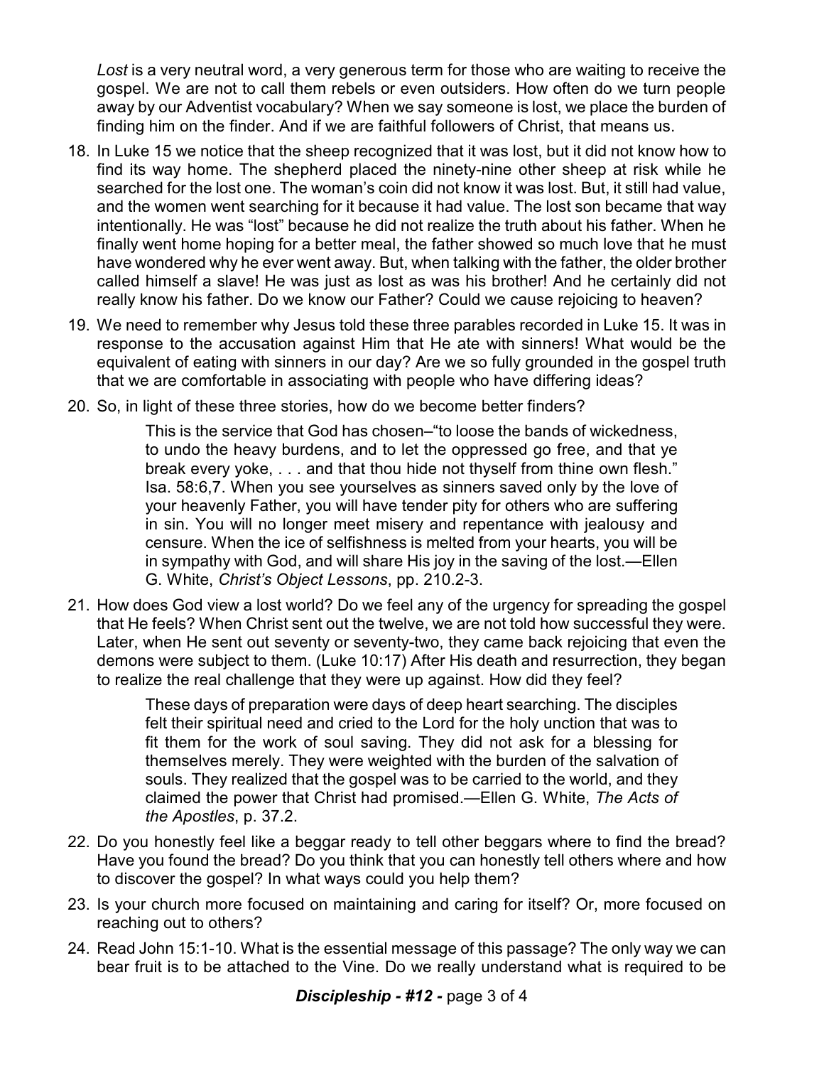*Lost* is a very neutral word, a very generous term for those who are waiting to receive the gospel. We are not to call them rebels or even outsiders. How often do we turn people away by our Adventist vocabulary? When we say someone is lost, we place the burden of finding him on the finder. And if we are faithful followers of Christ, that means us.

18. In Luke 15 we notice that the sheep recognized that it was lost, but it did not know how to find its way home. The shepherd placed the ninety-nine other sheep at risk while he searched for the lost one. The woman's coin did not know it was lost. But, it still had value, and the women went searching for it because it had value. The lost son became that way intentionally. He was "lost" because he did not realize the truth about his father. When he finally went home hoping for a better meal, the father showed so much love that he must have wondered why he ever went away. But, when talking with the father, the older brother called himself a slave! He was just as lost as was his brother! And he certainly did not really know his father. Do we know our Father? Could we cause rejoicing to heaven?

19. We need to remember why Jesus told these three parables recorded in Luke 15. It was in response to the accusation against Him that He ate with sinners! What would be the equivalent of eating with sinners in our day? Are we so fully grounded in the gospel truth that we are comfortable in associating with people who have differing ideas?

20. So, in light of these three stories, how do we become better finders?

    > This is the service that God has chosen–"to loose the bands of wickedness, to undo the heavy burdens, and to let the oppressed go free, and that ye break every yoke, . . . and that thou hide not thyself from thine own flesh." Isa. 58:6,7. When you see yourselves as sinners saved only by the love of your heavenly Father, you will have tender pity for others who are suffering in sin. You will no longer meet misery and repentance with jealousy and censure. When the ice of selfishness is melted from your hearts, you will be in sympathy with God, and will share His joy in the saving of the lost.—Ellen G. White, *Christ's Object Lessons*, pp. 210.2-3.

21. How does God view a lost world? Do we feel any of the urgency for spreading the gospel that He feels? When Christ sent out the twelve, we are not told how successful they were. Later, when He sent out seventy or seventy-two, they came back rejoicing that even the demons were subject to them. (Luke 10:17) After His death and resurrection, they began to realize the real challenge that they were up against. How did they feel?

    > These days of preparation were days of deep heart searching. The disciples felt their spiritual need and cried to the Lord for the holy unction that was to fit them for the work of soul saving. They did not ask for a blessing for themselves merely. They were weighted with the burden of the salvation of souls. They realized that the gospel was to be carried to the world, and they claimed the power that Christ had promised.—Ellen G. White, *The Acts of the Apostles*, p. 37.2.

22. Do you honestly feel like a beggar ready to tell other beggars where to find the bread? Have you found the bread? Do you think that you can honestly tell others where and how to discover the gospel? In what ways could you help them?

23. Is your church more focused on maintaining and caring for itself? Or, more focused on reaching out to others?

24. Read John 15:1-10. What is the essential message of this passage? The only way we can bear fruit is to be attached to the Vine. Do we really understand what is required to be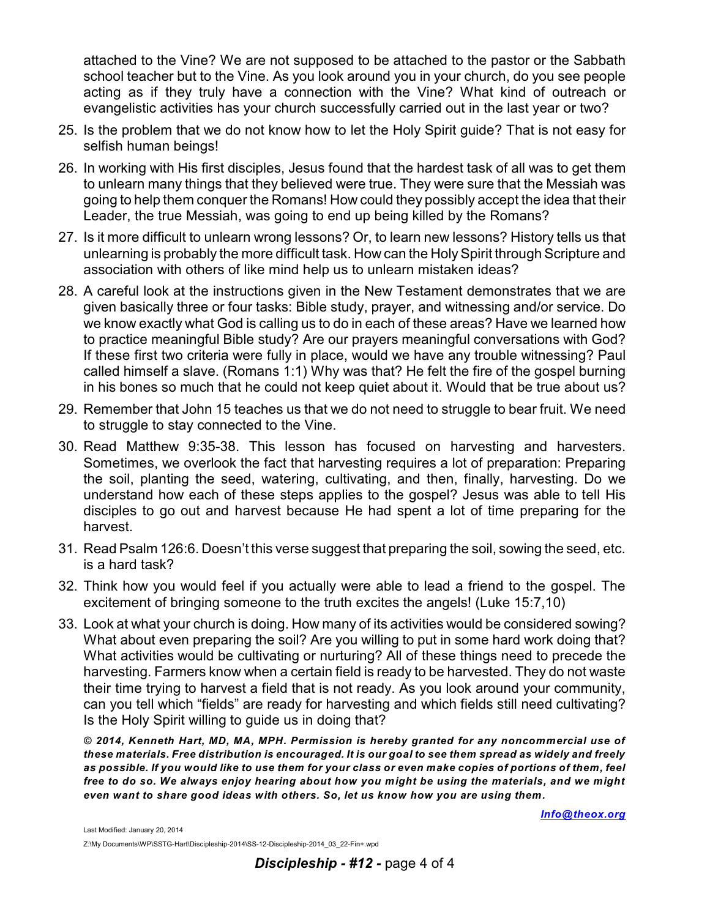attached to the Vine? We are not supposed to be attached to the pastor or the Sabbath school teacher but to the Vine. As you look around you in your church, do you see people acting as if they truly have a connection with the Vine? What kind of outreach or evangelistic activities has your church successfully carried out in the last year or two?

25. Is the problem that we do not know how to let the Holy Spirit guide? That is not easy for selfish human beings!
26. In working with His first disciples, Jesus found that the hardest task of all was to get them to unlearn many things that they believed were true. They were sure that the Messiah was going to help them conquer the Romans! How could they possibly accept the idea that their Leader, the true Messiah, was going to end up being killed by the Romans?
27. Is it more difficult to unlearn wrong lessons? Or, to learn new lessons? History tells us that unlearning is probably the more difficult task. How can the Holy Spirit through Scripture and association with others of like mind help us to unlearn mistaken ideas?
28. A careful look at the instructions given in the New Testament demonstrates that we are given basically three or four tasks: Bible study, prayer, and witnessing and/or service. Do we know exactly what God is calling us to do in each of these areas? Have we learned how to practice meaningful Bible study? Are our prayers meaningful conversations with God? If these first two criteria were fully in place, would we have any trouble witnessing? Paul called himself a slave. (Romans 1:1) Why was that? He felt the fire of the gospel burning in his bones so much that he could not keep quiet about it. Would that be true about us?
29. Remember that John 15 teaches us that we do not need to struggle to bear fruit. We need to struggle to stay connected to the Vine.
30. Read Matthew 9:35-38. This lesson has focused on harvesting and harvesters. Sometimes, we overlook the fact that harvesting requires a lot of preparation: Preparing the soil, planting the seed, watering, cultivating, and then, finally, harvesting. Do we understand how each of these steps applies to the gospel? Jesus was able to tell His disciples to go out and harvest because He had spent a lot of time preparing for the harvest.
31. Read Psalm 126:6. Doesn't this verse suggest that preparing the soil, sowing the seed, etc. is a hard task?
32. Think how you would feel if you actually were able to lead a friend to the gospel. The excitement of bringing someone to the truth excites the angels! (Luke 15:7,10)
33. Look at what your church is doing. How many of its activities would be considered sowing? What about even preparing the soil? Are you willing to put in some hard work doing that? What activities would be cultivating or nurturing? All of these things need to precede the harvesting. Farmers know when a certain field is ready to be harvested. They do not waste their time trying to harvest a field that is not ready. As you look around your community, can you tell which "fields" are ready for harvesting and which fields still need cultivating? Is the Holy Spirit willing to guide us in doing that?

***© 2014, Kenneth Hart, MD, MA, MPH. Permission is hereby granted for any noncommercial use of these materials. Free distribution is encouraged. It is our goal to see them spread as widely and freely as possible. If you would like to use them for your class or even make copies of portions of them, feel free to do so. We always enjoy hearing about how you might be using the materials, and we might even want to share good ideas with others. So, let us know how you are using them.***

***Info@theox.org***

Last Modified: January 20, 2014

Z:\My Documents\WP\SSTG-Hart\Discipleship-2014\SS-12-Discipleship-2014_03_22-Fin+.wpd